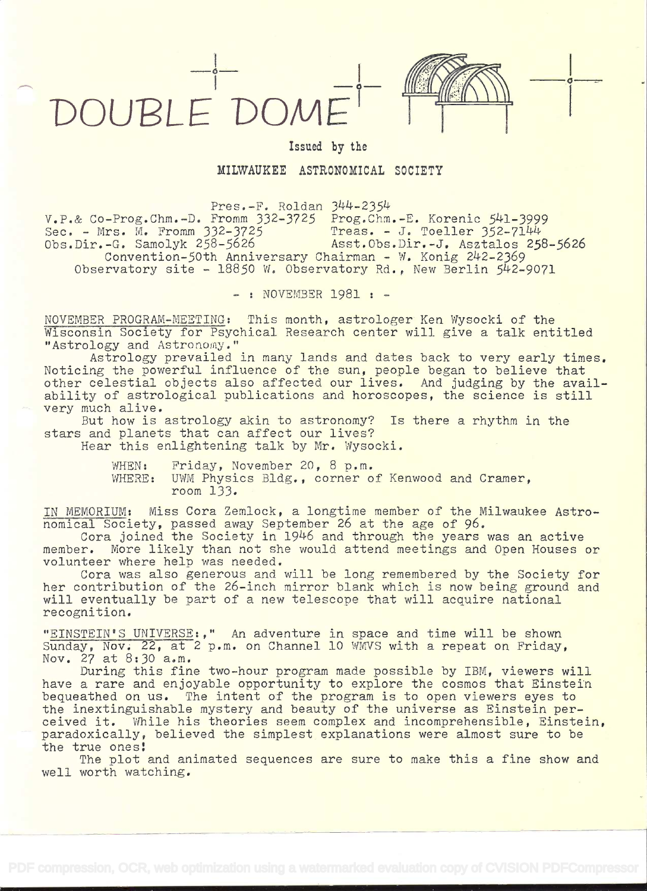# DOUBLE DOME

Issued by the

MILWAUKEE ASTRONOMICAL SOCIETY

Pres.-F. Roldan 344-2354
V.P.& Co-Prog.Chm.-D. Fromm 332-3725 Prog.Chm.-E. Korenic 541-3999
Sec. - Mrs. M. Fromm 332-3725 Treas. - J. Toeller 352-7144
Obs.Dir.-G. Samolyk 258-5626 Asst.Obs.Dir.-J. Asztalos 258-5626
Convention-50th Anniversary Chairman - W. Konig 242-2369
Observatory site - 18850 W. Observatory Rd., New Berlin 542-9071

- : NOVEMBER 1981 : -

NOVEMBER PROGRAM-MEETING: This month, astrologer Ken Wysocki of the Wisconsin Society for Psychical Research center will give a talk entitled "Astrology and Astronomy."

Astrology prevailed in many lands and dates back to very early times. Noticing the powerful influence of the sun, people began to believe that other celestial objects also affected our lives. And judging by the availability of astrological publications and horoscopes, the science is still very much alive.

But how is astrology akin to astronomy? Is there a rhythm in the stars and planets that can affect our lives?

Hear this enlightening talk by Mr. Wysocki.

WHEN: Friday, November 20, 8 p.m.
WHERE: UWM Physics Bldg., corner of Kenwood and Cramer, room 133.

IN MEMORIUM: Miss Cora Zemlock, a longtime member of the Milwaukee Astronomical Society, passed away September 26 at the age of 96.

Cora joined the Society in 1946 and through the years was an active member. More likely than not she would attend meetings and Open Houses or volunteer where help was needed.

Cora was also generous and will be long remembered by the Society for her contribution of the 26-inch mirror blank which is now being ground and will eventually be part of a new telescope that will acquire national recognition.

"EINSTEIN'S UNIVERSE:," An adventure in space and time will be shown Sunday, Nov. 22, at 2 p.m. on Channel 10 WMVS with a repeat on Friday, Nov. 27 at 8:30 a.m.

During this fine two-hour program made possible by IBM, viewers will have a rare and enjoyable opportunity to explore the cosmos that Einstein bequeathed on us. The intent of the program is to open viewers eyes to the inextinguishable mystery and beauty of the universe as Einstein perceived it. While his theories seem complex and incomprehensible, Einstein, paradoxically, believed the simplest explanations were almost sure to be the true ones!

The plot and animated sequences are sure to make this a fine show and well worth watching.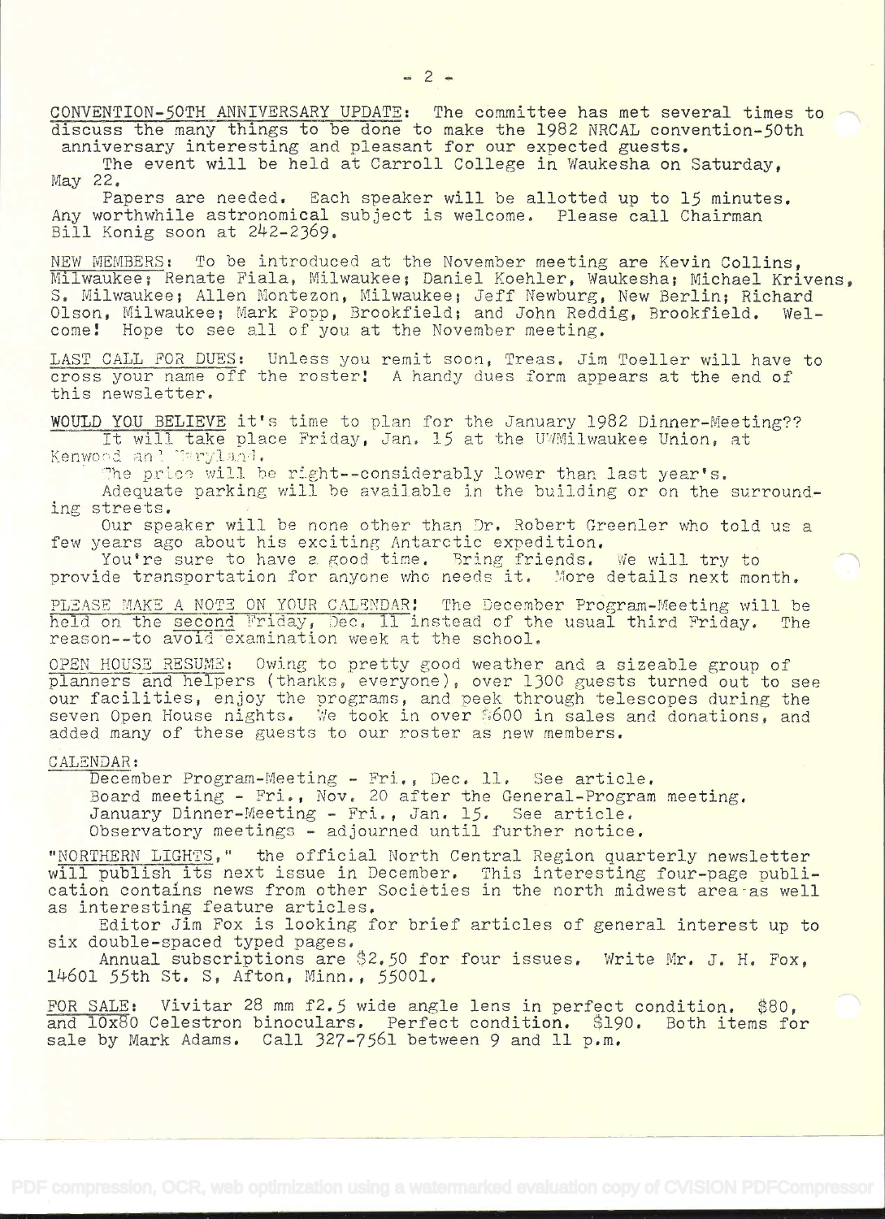CONVENTION-50TH ANNIVERSARY UPDATE: The committee has met several times to discuss the many things to be done to make the 1982 NRCAL convention-50th anniversary interesting and pleasant for our expected guests.

The event will be held at Carroll College in Waukesha on Saturday, May 22.

Papers are needed. Each speaker will be allotted up to 15 minutes. Any worthwhile astronomical subject is welcome. Please call Chairman Bill Konig soon at 242-2369.

NEW MEMBERS: To be introduced at the November meeting are Kevin Collins, Milwaukee; Renate Fiala, Milwaukee; Daniel Koehler, Waukesha; Michael Krivens, S. Milwaukee; Allen Montezon, Milwaukee; Jeff Newburg, New Berlin; Richard Olson, Milwaukee; Mark Popp, Brookfield; and John Reddig, Brookfield. Welcome! Hope to see all of you at the November meeting.

LAST CALL FOR DUES: Unless you remit soon, Treas. Jim Toeller will have to cross your name off the roster! A handy dues form appears at the end of this newsletter.

WOULD YOU BELIEVE it's time to plan for the January 1982 Dinner-Meeting?? It will take place Friday, Jan. 15 at the UWMilwaukee Union, at Kenwood and Maryland.

The price will be right--considerably lower than last year's.

Adequate parking will be available in the building or on the surrounding streets.

Our speaker will be none other than Dr. Robert Greenler who told us a few years ago about his exciting Antarctic expedition.

You're sure to have a good time. Bring friends. We will try to provide transportation for anyone who needs it. More details next month.

PLEASE MAKE A NOTE ON YOUR CALENDAR! The December Program-Meeting will be held on the second Friday, Dec. 11 instead of the usual third Friday. The reason--to avoid examination week at the school.

OPEN HOUSE RESUME: Owing to pretty good weather and a sizeable group of planners and helpers (thanks, everyone), over 1300 guests turned out to see our facilities, enjoy the programs, and peek through telescopes during the seven Open House nights. We took in over $600 in sales and donations, and added many of these guests to our roster as new members.

CALENDAR:

December Program-Meeting - Fri., Dec. 11. See article.
Board meeting - Fri., Nov. 20 after the General-Program meeting.
January Dinner-Meeting - Fri., Jan. 15. See article.
Observatory meetings - adjourned until further notice.

"NORTHERN LIGHTS," the official North Central Region quarterly newsletter will publish its next issue in December. This interesting four-page publication contains news from other Societies in the north midwest area as well as interesting feature articles.

Editor Jim Fox is looking for brief articles of general interest up to six double-spaced typed pages.

Annual subscriptions are $2.50 for four issues. Write Mr. J. H. Fox, 14601 55th St. S, Afton, Minn., 55001.

FOR SALE: Vivitar 28 mm f2.5 wide angle lens in perfect condition. $80, and 10x80 Celestron binoculars. Perfect condition. $190. Both items for sale by Mark Adams. Call 327-7561 between 9 and 11 p.m.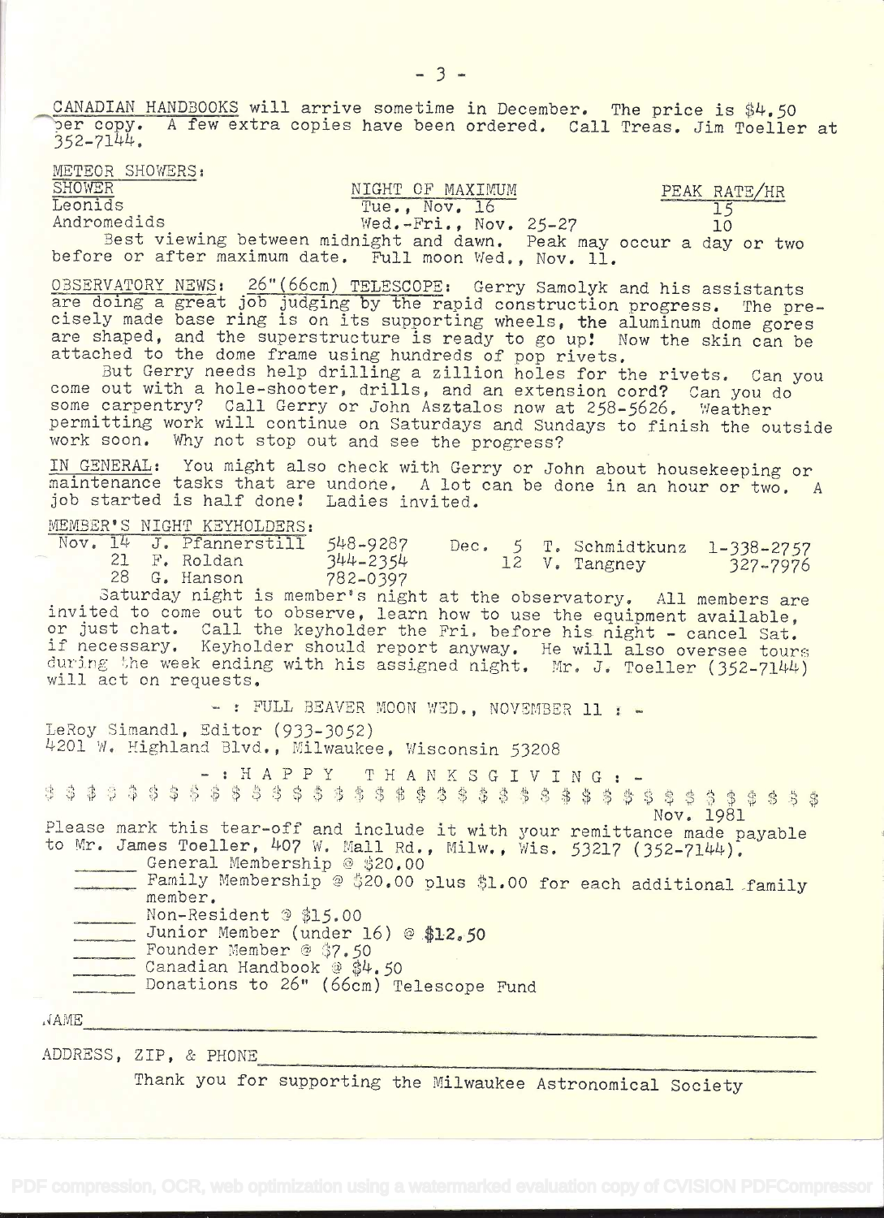CANADIAN HANDBOOKS will arrive sometime in December. The price is $4.50 per copy. A few extra copies have been ordered. Call Treas. Jim Toeller at 352-7144.

METEOR SHOWERS:

| SHOWER | NIGHT OF MAXIMUM | PEAK RATE/HR |
|---|---|---|
| Leonids | Tue., Nov. 16 | 15 |
| Andromedids | Wed.-Fri., Nov. 25-27 | 10 |

Best viewing between midnight and dawn. Peak may occur a day or two before or after maximum date. Full moon Wed., Nov. 11.

OBSERVATORY NEWS: 26"(66cm) TELESCOPE: Gerry Samolyk and his assistants are doing a great job judging by the rapid construction progress. The precisely made base ring is on its supporting wheels, the aluminum dome gores are shaped, and the superstructure is ready to go up! Now the skin can be attached to the dome frame using hundreds of pop rivets.

But Gerry needs help drilling a zillion holes for the rivets. Can you come out with a hole-shooter, drills, and an extension cord? Can you do some carpentry? Call Gerry or John Asztalos now at 258-5626. Weather permitting work will continue on Saturdays and Sundays to finish the outside work soon. Why not stop out and see the progress?

IN GENERAL: You might also check with Gerry or John about housekeeping or maintenance tasks that are undone. A lot can be done in an hour or two. A job started is half done! Ladies invited.

MEMBER'S NIGHT KEYHOLDERS:

| | | | | | |
|---|---|---|---|---|---|
| Nov. 14 | J. Pfannerstill | 548-9287 | Dec. 5 | T. Schmidtkunz | 1-338-2757 |
| 21 | F. Roldan | 344-2354 | 12 | V. Tangney | 327-7976 |
| 28 | G. Hanson | 782-0397 | | | |

Saturday night is member's night at the observatory. All members are invited to come out to observe, learn how to use the equipment available, or just chat. Call the keyholder the Fri. before his night - cancel Sat. if necessary. Keyholder should report anyway. He will also oversee tours during the week ending with his assigned night. Mr. J. Toeller (352-7144) will act on requests.

- : FULL BEAVER MOON WED., NOVEMBER 11 : -

LeRoy Simandl, Editor (933-3052)
4201 W. Highland Blvd., Milwaukee, Wisconsin 53208

- : H A P P Y   T H A N K S G I V I N G : -

$ $ $ $ $ $ $ $ $ $ $ $ $ $ $ $ $ $ $ $ $ $ $ $ $ $ $ $ $ $ $ $ $ $ $ $

Nov. 1981

Please mark this tear-off and include it with your remittance made payable to Mr. James Toeller, 407 W. Mall Rd., Milw., Wis. 53217 (352-7144).

_______ General Membership @ $20.00
_______ Family Membership @ $20.00 plus $1.00 for each additional family member.
_______ Non-Resident @ $15.00
_______ Junior Member (under 16) @ **$12.50**
_______ Founder Member @ $7.50
_______ Canadian Handbook @ $4.50
_______ Donations to 26" (66cm) Telescope Fund

NAME_______________________________________________

ADDRESS, ZIP, & PHONE_______________________________________________

Thank you for supporting the Milwaukee Astronomical Society